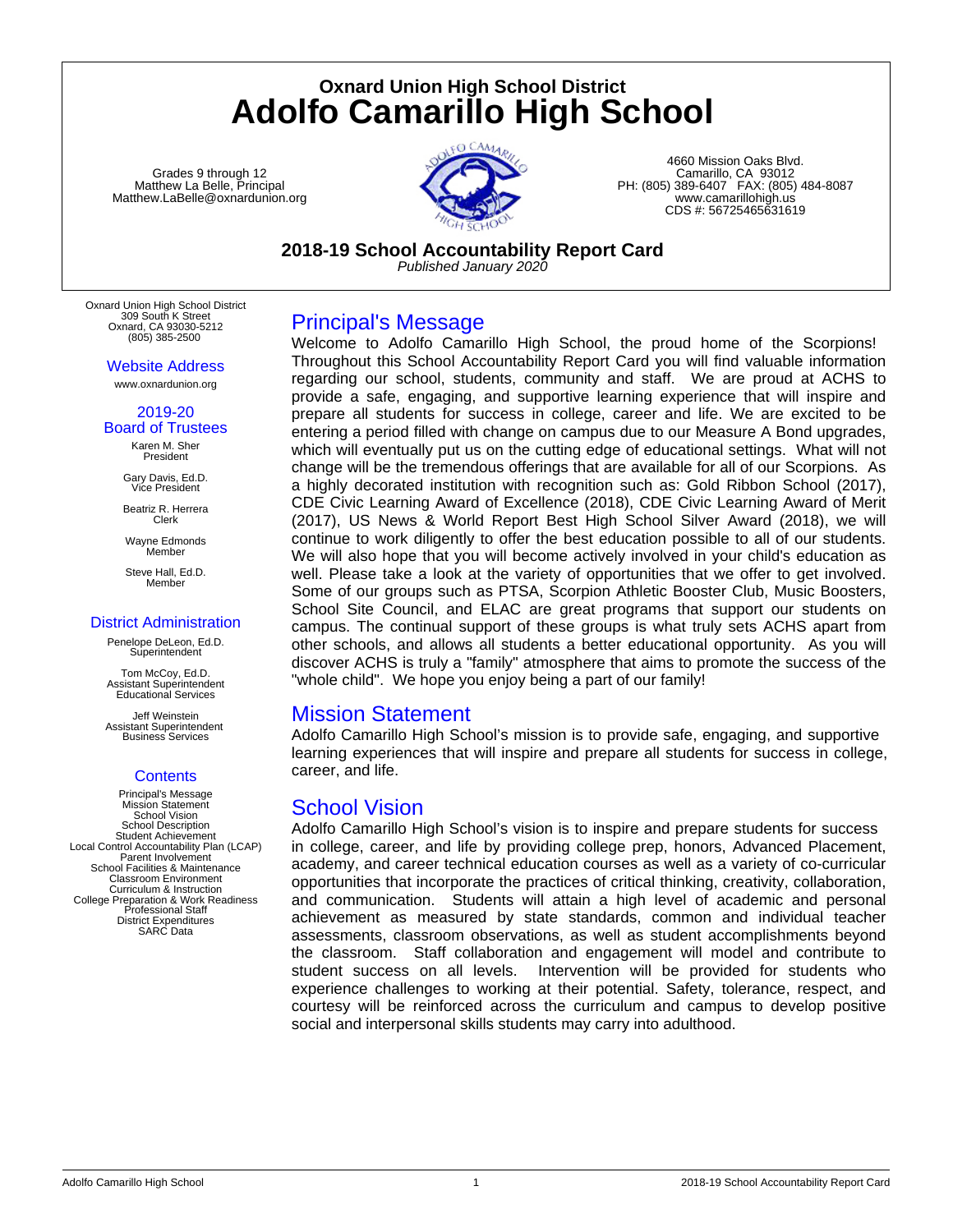## Oxnard Union High School District

# Adolfo Camarillo High School

Grades 9 through 12
Matthew La Belle, Principal
Matthew.LaBelle@oxnardunion.org

4660 Mission Oaks Blvd.
Camarillo, CA 93012
PH: (805) 389-6407 FAX: (805) 484-8087
www.camarillohigh.us
CDS #: 56725465631619

**2018-19 School Accountability Report Card**
*Published January 2020*

Oxnard Union High School District
309 South K Street
Oxnard, CA 93030-5212
(805) 385-2500

### Website Address

www.oxnardunion.org

### 2019-20 Board of Trustees

Karen M. Sher
President

Gary Davis, Ed.D.
Vice President

Beatriz R. Herrera
Clerk

Wayne Edmonds
Member

Steve Hall, Ed.D.
Member

### District Administration

Penelope DeLeon, Ed.D.
Superintendent

Tom McCoy, Ed.D.
Assistant Superintendent
Educational Services

Jeff Weinstein
Assistant Superintendent
Business Services

### Contents

Principal's Message
Mission Statement
School Vision
School Description
Student Achievement
Local Control Accountability Plan (LCAP)
Parent Involvement
School Facilities & Maintenance
Classroom Environment
Curriculum & Instruction
College Preparation & Work Readiness
Professional Staff
District Expenditures
SARC Data

## Principal's Message

Welcome to Adolfo Camarillo High School, the proud home of the Scorpions! Throughout this School Accountability Report Card you will find valuable information regarding our school, students, community and staff. We are proud at ACHS to provide a safe, engaging, and supportive learning experience that will inspire and prepare all students for success in college, career and life. We are excited to be entering a period filled with change on campus due to our Measure A Bond upgrades, which will eventually put us on the cutting edge of educational settings. What will not change will be the tremendous offerings that are available for all of our Scorpions. As a highly decorated institution with recognition such as: Gold Ribbon School (2017), CDE Civic Learning Award of Excellence (2018), CDE Civic Learning Award of Merit (2017), US News & World Report Best High School Silver Award (2018), we will continue to work diligently to offer the best education possible to all of our students. We will also hope that you will become actively involved in your child's education as well. Please take a look at the variety of opportunities that we offer to get involved. Some of our groups such as PTSA, Scorpion Athletic Booster Club, Music Boosters, School Site Council, and ELAC are great programs that support our students on campus. The continual support of these groups is what truly sets ACHS apart from other schools, and allows all students a better educational opportunity. As you will discover ACHS is truly a "family" atmosphere that aims to promote the success of the "whole child". We hope you enjoy being a part of our family!

## Mission Statement

Adolfo Camarillo High School's mission is to provide safe, engaging, and supportive learning experiences that will inspire and prepare all students for success in college, career, and life.

## School Vision

Adolfo Camarillo High School's vision is to inspire and prepare students for success in college, career, and life by providing college prep, honors, Advanced Placement, academy, and career technical education courses as well as a variety of co-curricular opportunities that incorporate the practices of critical thinking, creativity, collaboration, and communication. Students will attain a high level of academic and personal achievement as measured by state standards, common and individual teacher assessments, classroom observations, as well as student accomplishments beyond the classroom. Staff collaboration and engagement will model and contribute to student success on all levels. Intervention will be provided for students who experience challenges to working at their potential. Safety, tolerance, respect, and courtesy will be reinforced across the curriculum and campus to develop positive social and interpersonal skills students may carry into adulthood.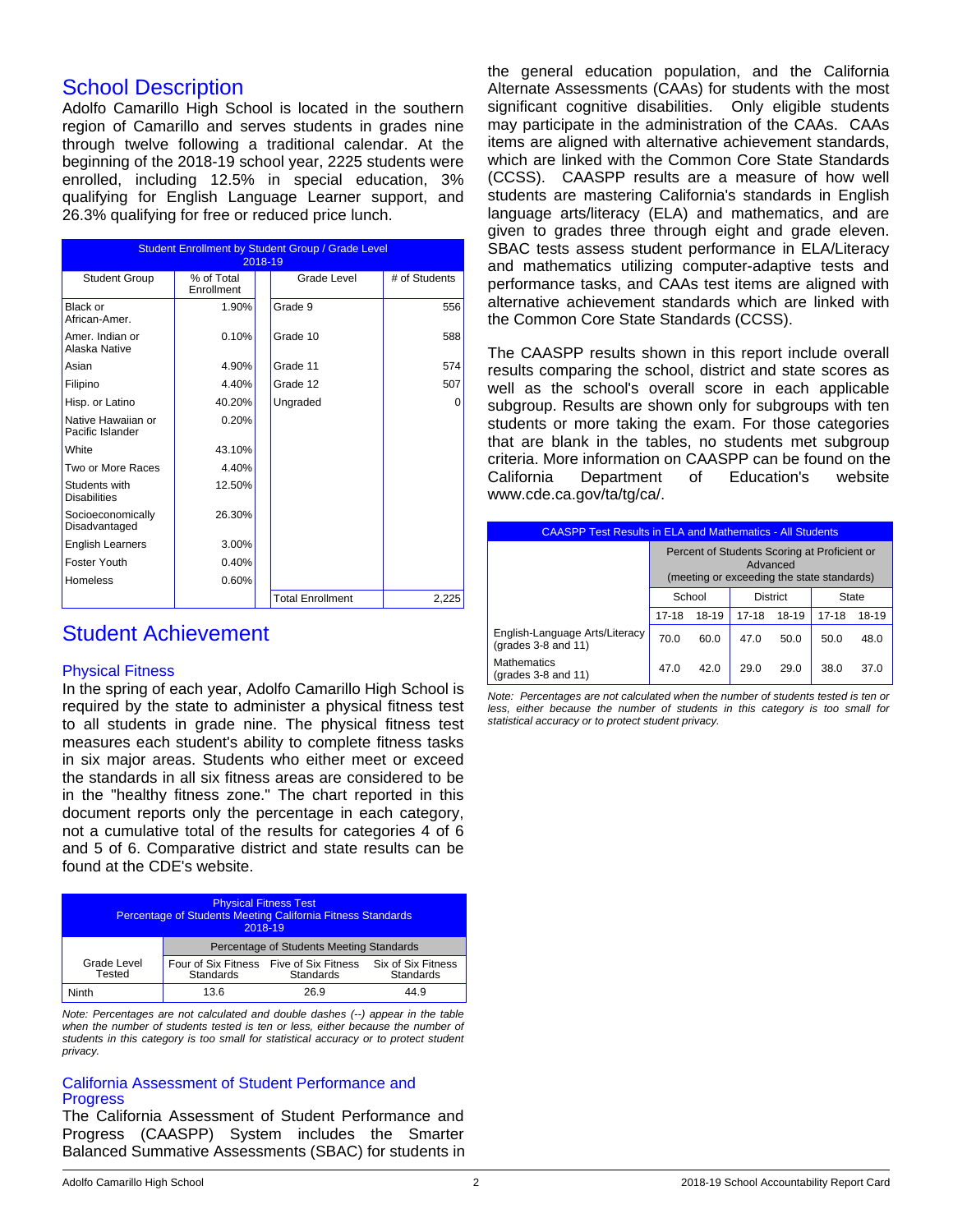## School Description

Adolfo Camarillo High School is located in the southern region of Camarillo and serves students in grades nine through twelve following a traditional calendar. At the beginning of the 2018-19 school year, 2225 students were enrolled, including 12.5% in special education, 3% qualifying for English Language Learner support, and 26.3% qualifying for free or reduced price lunch.

| Student Enrollment by Student Group / Grade Level 2018-19 | | | |
|---|---|---|---|
| Student Group | % of Total Enrollment | Grade Level | # of Students |
| Black or African-Amer. | 1.90% | Grade 9 | 556 |
| Amer. Indian or Alaska Native | 0.10% | Grade 10 | 588 |
| Asian | 4.90% | Grade 11 | 574 |
| Filipino | 4.40% | Grade 12 | 507 |
| Hisp. or Latino | 40.20% | Ungraded | 0 |
| Native Hawaiian or Pacific Islander | 0.20% | | |
| White | 43.10% | | |
| Two or More Races | 4.40% | | |
| Students with Disabilities | 12.50% | | |
| Socioeconomically Disadvantaged | 26.30% | | |
| English Learners | 3.00% | | |
| Foster Youth | 0.40% | | |
| Homeless | 0.60% | | |
| | | Total Enrollment | 2,225 |

## Student Achievement

### Physical Fitness

In the spring of each year, Adolfo Camarillo High School is required by the state to administer a physical fitness test to all students in grade nine. The physical fitness test measures each student's ability to complete fitness tasks in six major areas. Students who either meet or exceed the standards in all six fitness areas are considered to be in the "healthy fitness zone." The chart reported in this document reports only the percentage in each category, not a cumulative total of the results for categories 4 of 6 and 5 of 6. Comparative district and state results can be found at the CDE's website.

| Physical Fitness Test Percentage of Students Meeting California Fitness Standards 2018-19 | | | |
|---|---|---|---|
| | Percentage of Students Meeting Standards | | |
| Grade Level Tested | Four of Six Fitness Standards | Five of Six Fitness Standards | Six of Six Fitness Standards |
| Ninth | 13.6 | 26.9 | 44.9 |

*Note: Percentages are not calculated and double dashes (--) appear in the table when the number of students tested is ten or less, either because the number of students in this category is too small for statistical accuracy or to protect student privacy.*

### California Assessment of Student Performance and Progress

The California Assessment of Student Performance and Progress (CAASPP) System includes the Smarter Balanced Summative Assessments (SBAC) for students in the general education population, and the California Alternate Assessments (CAAs) for students with the most significant cognitive disabilities. Only eligible students may participate in the administration of the CAAs. CAAs items are aligned with alternative achievement standards, which are linked with the Common Core State Standards (CCSS). CAASPP results are a measure of how well students are mastering California's standards in English language arts/literacy (ELA) and mathematics, and are given to grades three through eight and grade eleven. SBAC tests assess student performance in ELA/Literacy and mathematics utilizing computer-adaptive tests and performance tasks, and CAAs test items are aligned with alternative achievement standards which are linked with the Common Core State Standards (CCSS).

The CAASPP results shown in this report include overall results comparing the school, district and state scores as well as the school's overall score in each applicable subgroup. Results are shown only for subgroups with ten students or more taking the exam. For those categories that are blank in the tables, no students met subgroup criteria. More information on CAASPP can be found on the California Department of Education's website www.cde.ca.gov/ta/tg/ca/.

| CAASPP Test Results in ELA and Mathematics - All Students | | | | | | |
|---|---|---|---|---|---|---|
| | Percent of Students Scoring at Proficient or Advanced (meeting or exceeding the state standards) | | | | | |
| | School | | District | | State | |
| | 17-18 | 18-19 | 17-18 | 18-19 | 17-18 | 18-19 |
| English-Language Arts/Literacy (grades 3-8 and 11) | 70.0 | 60.0 | 47.0 | 50.0 | 50.0 | 48.0 |
| Mathematics (grades 3-8 and 11) | 47.0 | 42.0 | 29.0 | 29.0 | 38.0 | 37.0 |

*Note: Percentages are not calculated when the number of students tested is ten or less, either because the number of students in this category is too small for statistical accuracy or to protect student privacy.*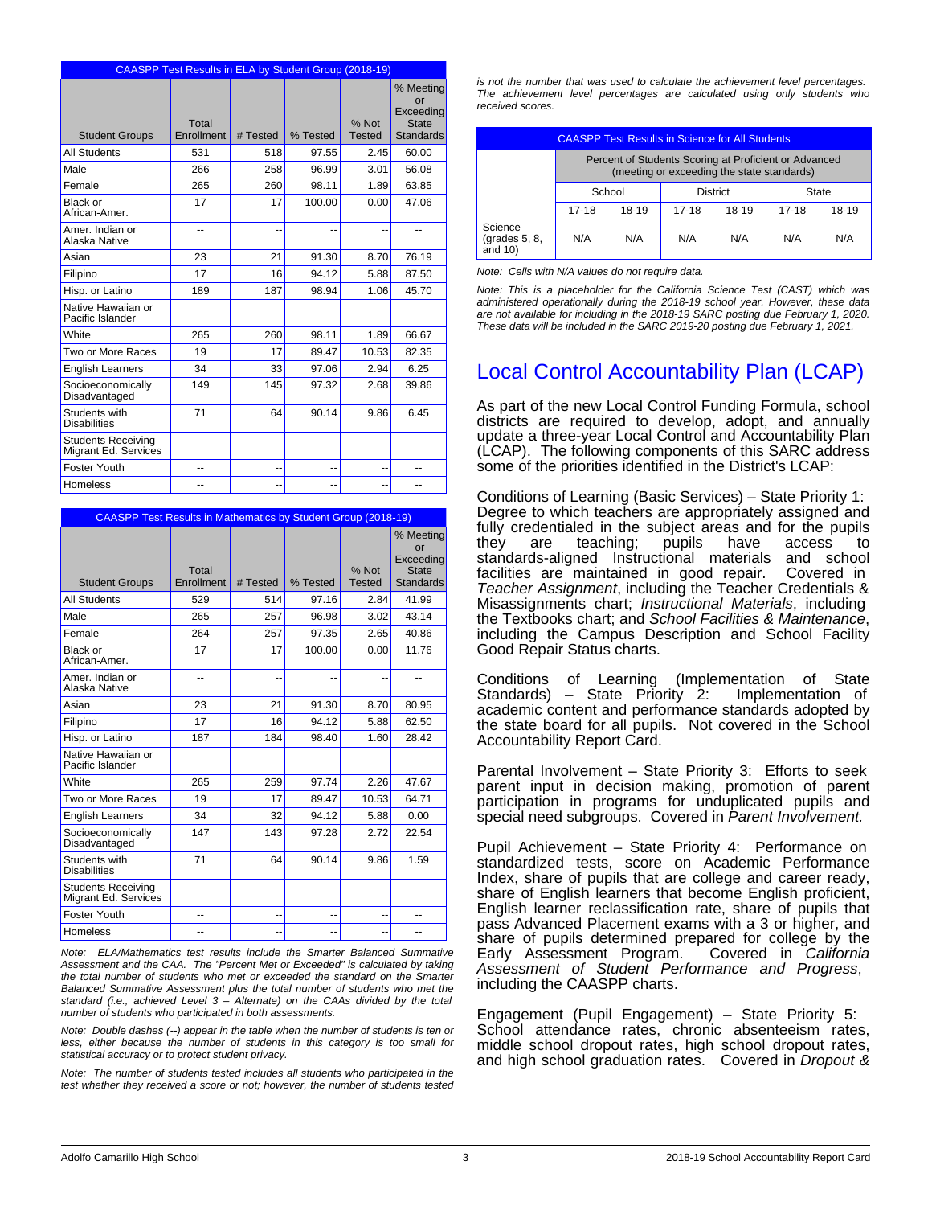| CAASPP Test Results in ELA by Student Group (2018-19) | | | | | |
|---|---|---|---|---|---|
| Student Groups | Total Enrollment | # Tested | % Tested | % Not Tested | % Meeting or Exceeding State Standards |
| All Students | 531 | 518 | 97.55 | 2.45 | 60.00 |
| Male | 266 | 258 | 96.99 | 3.01 | 56.08 |
| Female | 265 | 260 | 98.11 | 1.89 | 63.85 |
| Black or African-Amer. | 17 | 17 | 100.00 | 0.00 | 47.06 |
| Amer. Indian or Alaska Native | -- | -- | -- | -- | -- |
| Asian | 23 | 21 | 91.30 | 8.70 | 76.19 |
| Filipino | 17 | 16 | 94.12 | 5.88 | 87.50 |
| Hisp. or Latino | 189 | 187 | 98.94 | 1.06 | 45.70 |
| Native Hawaiian or Pacific Islander | | | | | |
| White | 265 | 260 | 98.11 | 1.89 | 66.67 |
| Two or More Races | 19 | 17 | 89.47 | 10.53 | 82.35 |
| English Learners | 34 | 33 | 97.06 | 2.94 | 6.25 |
| Socioeconomically Disadvantaged | 149 | 145 | 97.32 | 2.68 | 39.86 |
| Students with Disabilities | 71 | 64 | 90.14 | 9.86 | 6.45 |
| Students Receiving Migrant Ed. Services | | | | | |
| Foster Youth | -- | -- | -- | -- | -- |
| Homeless | -- | -- | -- | -- | -- |

| CAASPP Test Results in Mathematics by Student Group (2018-19) | | | | | |
|---|---|---|---|---|---|
| Student Groups | Total Enrollment | # Tested | % Tested | % Not Tested | % Meeting or Exceeding State Standards |
| All Students | 529 | 514 | 97.16 | 2.84 | 41.99 |
| Male | 265 | 257 | 96.98 | 3.02 | 43.14 |
| Female | 264 | 257 | 97.35 | 2.65 | 40.86 |
| Black or African-Amer. | 17 | 17 | 100.00 | 0.00 | 11.76 |
| Amer. Indian or Alaska Native | -- | -- | -- | -- | -- |
| Asian | 23 | 21 | 91.30 | 8.70 | 80.95 |
| Filipino | 17 | 16 | 94.12 | 5.88 | 62.50 |
| Hisp. or Latino | 187 | 184 | 98.40 | 1.60 | 28.42 |
| Native Hawaiian or Pacific Islander | | | | | |
| White | 265 | 259 | 97.74 | 2.26 | 47.67 |
| Two or More Races | 19 | 17 | 89.47 | 10.53 | 64.71 |
| English Learners | 34 | 32 | 94.12 | 5.88 | 0.00 |
| Socioeconomically Disadvantaged | 147 | 143 | 97.28 | 2.72 | 22.54 |
| Students with Disabilities | 71 | 64 | 90.14 | 9.86 | 1.59 |
| Students Receiving Migrant Ed. Services | | | | | |
| Foster Youth | -- | -- | -- | -- | -- |
| Homeless | -- | -- | -- | -- | -- |

*Note: ELA/Mathematics test results include the Smarter Balanced Summative Assessment and the CAA. The "Percent Met or Exceeded" is calculated by taking the total number of students who met or exceeded the standard on the Smarter Balanced Summative Assessment plus the total number of students who met the standard (i.e., achieved Level 3 – Alternate) on the CAAs divided by the total number of students who participated in both assessments.*

*Note: Double dashes (--) appear in the table when the number of students is ten or less, either because the number of students in this category is too small for statistical accuracy or to protect student privacy.*

*Note: The number of students tested includes all students who participated in the test whether they received a score or not; however, the number of students tested is not the number that was used to calculate the achievement level percentages. The achievement level percentages are calculated using only students who received scores.*

| CAASPP Test Results in Science for All Students | | | | | | |
|---|---|---|---|---|---|---|
| | Percent of Students Scoring at Proficient or Advanced (meeting or exceeding the state standards) | | | | | |
| | School | | District | | State | |
| | 17-18 | 18-19 | 17-18 | 18-19 | 17-18 | 18-19 |
| Science (grades 5, 8, and 10) | N/A | N/A | N/A | N/A | N/A | N/A |

*Note: Cells with N/A values do not require data.*

*Note: This is a placeholder for the California Science Test (CAST) which was administered operationally during the 2018-19 school year. However, these data are not available for including in the 2018-19 SARC posting due February 1, 2020. These data will be included in the SARC 2019-20 posting due February 1, 2021.*

# Local Control Accountability Plan (LCAP)

As part of the new Local Control Funding Formula, school districts are required to develop, adopt, and annually update a three-year Local Control and Accountability Plan (LCAP). The following components of this SARC address some of the priorities identified in the District's LCAP:

Conditions of Learning (Basic Services) – State Priority 1: Degree to which teachers are appropriately assigned and fully credentialed in the subject areas and for the pupils they are teaching; pupils have access to standards-aligned Instructional materials and school facilities are maintained in good repair. Covered in *Teacher Assignment*, including the Teacher Credentials & Misassignments chart; *Instructional Materials*, including the Textbooks chart; and *School Facilities & Maintenance*, including the Campus Description and School Facility Good Repair Status charts.

Conditions of Learning (Implementation of State Standards) – State Priority 2: Implementation of academic content and performance standards adopted by the state board for all pupils. Not covered in the School Accountability Report Card.

Parental Involvement – State Priority 3: Efforts to seek parent input in decision making, promotion of parent participation in programs for unduplicated pupils and special need subgroups. Covered in *Parent Involvement.*

Pupil Achievement – State Priority 4: Performance on standardized tests, score on Academic Performance Index, share of pupils that are college and career ready, share of English learners that become English proficient, English learner reclassification rate, share of pupils that pass Advanced Placement exams with a 3 or higher, and share of pupils determined prepared for college by the Early Assessment Program. Covered in *California Assessment of Student Performance and Progress*, including the CAASPP charts.

Engagement (Pupil Engagement) – State Priority 5: School attendance rates, chronic absenteeism rates, middle school dropout rates, high school dropout rates, and high school graduation rates. Covered in *Dropout &*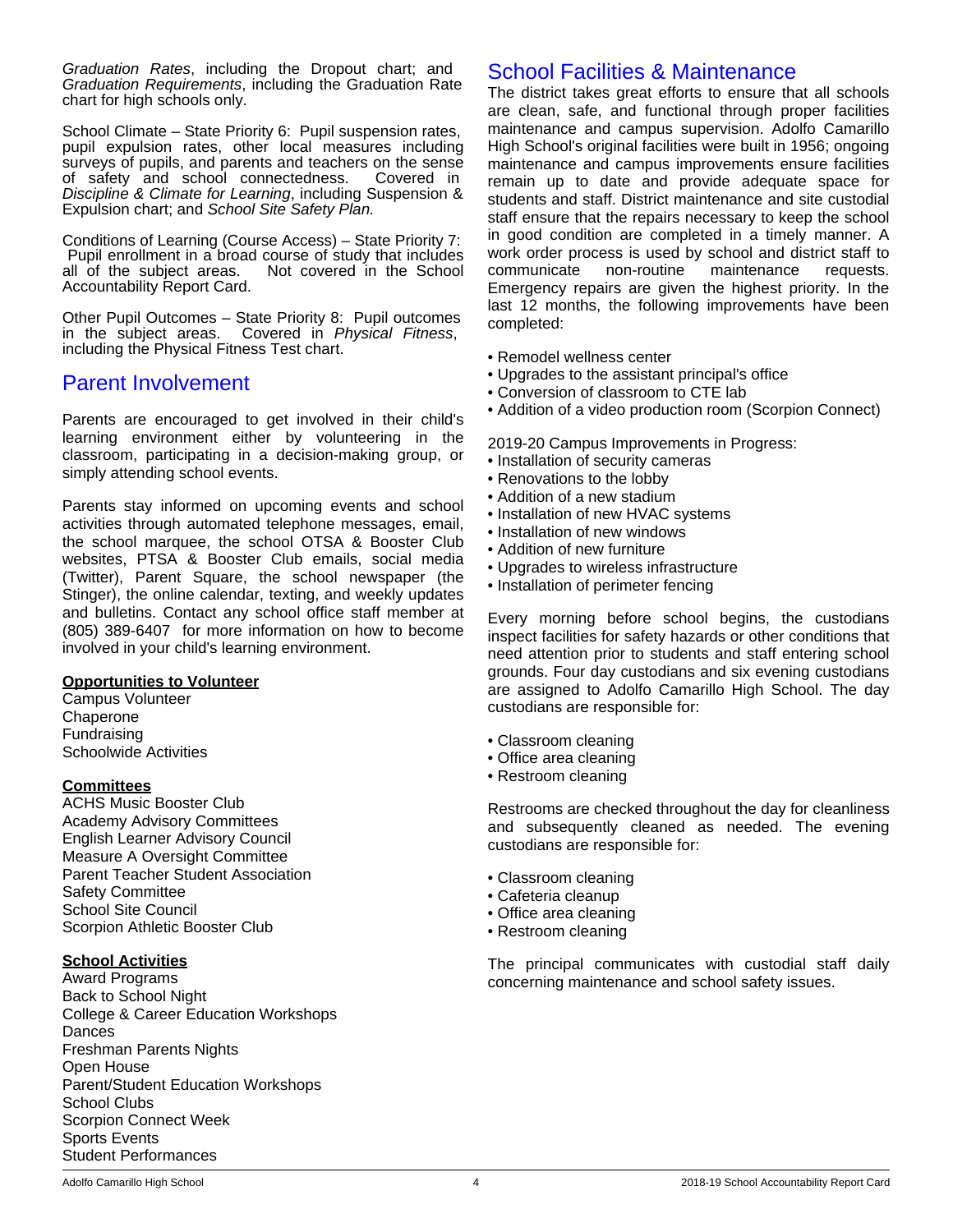*Graduation Rates*, including the Dropout chart; and *Graduation Requirements*, including the Graduation Rate chart for high schools only.

School Climate – State Priority 6: Pupil suspension rates, pupil expulsion rates, other local measures including surveys of pupils, and parents and teachers on the sense of safety and school connectedness. Covered in *Discipline & Climate for Learning*, including Suspension & Expulsion chart; and *School Site Safety Plan.*

Conditions of Learning (Course Access) – State Priority 7: Pupil enrollment in a broad course of study that includes all of the subject areas. Not covered in the School Accountability Report Card.

Other Pupil Outcomes – State Priority 8: Pupil outcomes in the subject areas. Covered in *Physical Fitness*, including the Physical Fitness Test chart.

## Parent Involvement

Parents are encouraged to get involved in their child's learning environment either by volunteering in the classroom, participating in a decision-making group, or simply attending school events.

Parents stay informed on upcoming events and school activities through automated telephone messages, email, the school marquee, the school OTSA & Booster Club websites, PTSA & Booster Club emails, social media (Twitter), Parent Square, the school newspaper (the Stinger), the online calendar, texting, and weekly updates and bulletins. Contact any school office staff member at (805) 389-6407 for more information on how to become involved in your child's learning environment.

**Opportunities to Volunteer**

Campus Volunteer
Chaperone
Fundraising
Schoolwide Activities

**Committees**

ACHS Music Booster Club
Academy Advisory Committees
English Learner Advisory Council
Measure A Oversight Committee
Parent Teacher Student Association
Safety Committee
School Site Council
Scorpion Athletic Booster Club

**School Activities**

Award Programs
Back to School Night
College & Career Education Workshops
Dances
Freshman Parents Nights
Open House
Parent/Student Education Workshops
School Clubs
Scorpion Connect Week
Sports Events
Student Performances

## School Facilities & Maintenance

The district takes great efforts to ensure that all schools are clean, safe, and functional through proper facilities maintenance and campus supervision. Adolfo Camarillo High School's original facilities were built in 1956; ongoing maintenance and campus improvements ensure facilities remain up to date and provide adequate space for students and staff. District maintenance and site custodial staff ensure that the repairs necessary to keep the school in good condition are completed in a timely manner. A work order process is used by school and district staff to communicate non-routine maintenance requests. Emergency repairs are given the highest priority. In the last 12 months, the following improvements have been completed:

- Remodel wellness center
- Upgrades to the assistant principal's office
- Conversion of classroom to CTE lab
- Addition of a video production room (Scorpion Connect)

2019-20 Campus Improvements in Progress:

- Installation of security cameras
- Renovations to the lobby
- Addition of a new stadium
- Installation of new HVAC systems
- Installation of new windows
- Addition of new furniture
- Upgrades to wireless infrastructure
- Installation of perimeter fencing

Every morning before school begins, the custodians inspect facilities for safety hazards or other conditions that need attention prior to students and staff entering school grounds. Four day custodians and six evening custodians are assigned to Adolfo Camarillo High School. The day custodians are responsible for:

- Classroom cleaning
- Office area cleaning
- Restroom cleaning

Restrooms are checked throughout the day for cleanliness and subsequently cleaned as needed. The evening custodians are responsible for:

- Classroom cleaning
- Cafeteria cleanup
- Office area cleaning
- Restroom cleaning

The principal communicates with custodial staff daily concerning maintenance and school safety issues.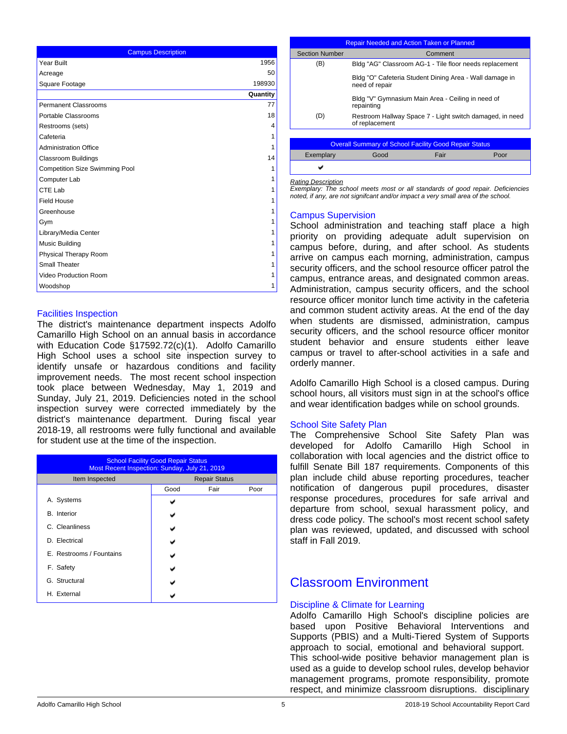| Campus Description | |
|---|---|
| Year Built | 1956 |
| Acreage | 50 |
| Square Footage | 198930 |
| | **Quantity** |
| Permanent Classrooms | 77 |
| Portable Classrooms | 18 |
| Restrooms (sets) | 4 |
| Cafeteria | 1 |
| Administration Office | 1 |
| Classroom Buildings | 14 |
| Competition Size Swimming Pool | 1 |
| Computer Lab | 1 |
| CTE Lab | 1 |
| Field House | 1 |
| Greenhouse | 1 |
| Gym | 1 |
| Library/Media Center | 1 |
| Music Building | 1 |
| Physical Therapy Room | 1 |
| Small Theater | 1 |
| Video Production Room | 1 |
| Woodshop | 1 |

## Facilities Inspection

The district's maintenance department inspects Adolfo Camarillo High School on an annual basis in accordance with Education Code §17592.72(c)(1). Adolfo Camarillo High School uses a school site inspection survey to identify unsafe or hazardous conditions and facility improvement needs. The most recent school inspection took place between Wednesday, May 1, 2019 and Sunday, July 21, 2019. Deficiencies noted in the school inspection survey were corrected immediately by the district's maintenance department. During fiscal year 2018-19, all restrooms were fully functional and available for student use at the time of the inspection.

| School Facility Good Repair Status<br>Most Recent Inspection: Sunday, July 21, 2019 | | | |
|---|---|---|---|
| Item Inspected | Repair Status | | |
| | Good | Fair | Poor |
| A. Systems | ✔ | | |
| B. Interior | ✔ | | |
| C. Cleanliness | ✔ | | |
| D. Electrical | ✔ | | |
| E. Restrooms / Fountains | ✔ | | |
| F. Safety | ✔ | | |
| G. Structural | ✔ | | |
| H. External | ✔ | | |

| Repair Needed and Action Taken or Planned | |
|---|---|
| Section Number | Comment |
| (B) | Bldg "AG" Classroom AG-1 - Tile floor needs replacement |
| | Bldg "O" Cafeteria Student Dining Area - Wall damage in need of repair |
| | Bldg "V" Gymnasium Main Area - Ceiling in need of repainting |
| (D) | Restroom Hallway Space 7 - Light switch damaged, in need of replacement |

| Overall Summary of School Facility Good Repair Status | | | |
|---|---|---|---|
| Exemplary | Good | Fair | Poor |
| ✔ | | | |

*Rating Description*
*Exemplary: The school meets most or all standards of good repair. Deficiencies noted, if any, are not signifcant and/or impact a very small area of the school.*

## Campus Supervision

School administration and teaching staff place a high priority on providing adequate adult supervision on campus before, during, and after school. As students arrive on campus each morning, administration, campus security officers, and the school resource officer patrol the campus, entrance areas, and designated common areas. Administration, campus security officers, and the school resource officer monitor lunch time activity in the cafeteria and common student activity areas. At the end of the day when students are dismissed, administration, campus security officers, and the school resource officer monitor student behavior and ensure students either leave campus or travel to after-school activities in a safe and orderly manner.

Adolfo Camarillo High School is a closed campus. During school hours, all visitors must sign in at the school's office and wear identification badges while on school grounds.

## School Site Safety Plan

The Comprehensive School Site Safety Plan was developed for Adolfo Camarillo High School in collaboration with local agencies and the district office to fulfill Senate Bill 187 requirements. Components of this plan include child abuse reporting procedures, teacher notification of dangerous pupil procedures, disaster response procedures, procedures for safe arrival and departure from school, sexual harassment policy, and dress code policy. The school's most recent school safety plan was reviewed, updated, and discussed with school staff in Fall 2019.

# Classroom Environment

## Discipline & Climate for Learning

Adolfo Camarillo High School's discipline policies are based upon Positive Behavioral Interventions and Supports (PBIS) and a Multi-Tiered System of Supports approach to social, emotional and behavioral support. This school-wide positive behavior management plan is used as a guide to develop school rules, develop behavior management programs, promote responsibility, promote respect, and minimize classroom disruptions. disciplinary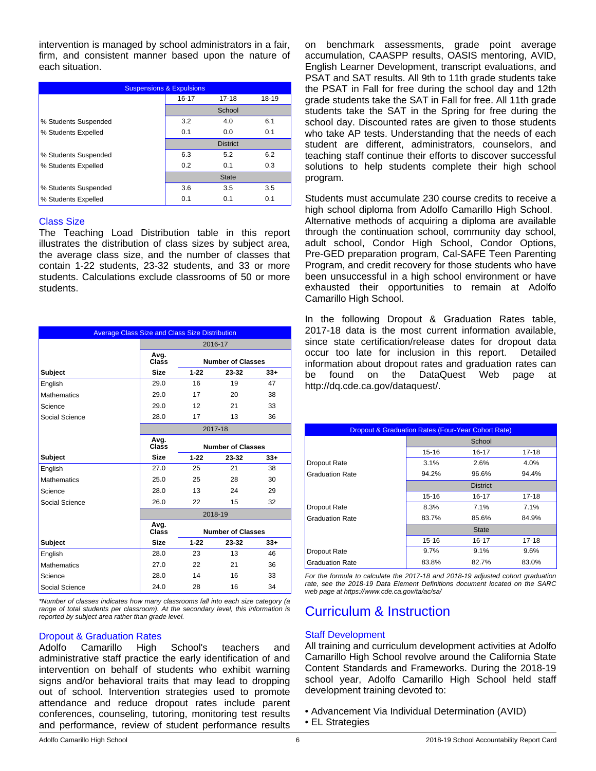intervention is managed by school administrators in a fair, firm, and consistent manner based upon the nature of each situation.

| Suspensions & Expulsions | | | |
|---|---|---|---|
| | 16-17 | 17-18 | 18-19 |
| | School | | |
| % Students Suspended | 3.2 | 4.0 | 6.1 |
| % Students Expelled | 0.1 | 0.0 | 0.1 |
| | District | | |
| % Students Suspended | 6.3 | 5.2 | 6.2 |
| % Students Expelled | 0.2 | 0.1 | 0.3 |
| | State | | |
| % Students Suspended | 3.6 | 3.5 | 3.5 |
| % Students Expelled | 0.1 | 0.1 | 0.1 |

## Class Size

The Teaching Load Distribution table in this report illustrates the distribution of class sizes by subject area, the average class size, and the number of classes that contain 1-22 students, 23-32 students, and 33 or more students. Calculations exclude classrooms of 50 or more students.

| Average Class Size and Class Size Distribution | | | | |
|---|---|---|---|---|
| | 2016-17 | | | |
| | Avg. Class | Number of Classes | | |
| Subject | Size | 1-22 | 23-32 | 33+ |
| English | 29.0 | 16 | 19 | 47 |
| Mathematics | 29.0 | 17 | 20 | 38 |
| Science | 29.0 | 12 | 21 | 33 |
| Social Science | 28.0 | 17 | 13 | 36 |
| | 2017-18 | | | |
| | Avg. Class | Number of Classes | | |
| Subject | Size | 1-22 | 23-32 | 33+ |
| English | 27.0 | 25 | 21 | 38 |
| Mathematics | 25.0 | 25 | 28 | 30 |
| Science | 28.0 | 13 | 24 | 29 |
| Social Science | 26.0 | 22 | 15 | 32 |
| | 2018-19 | | | |
| | Avg. Class | Number of Classes | | |
| Subject | Size | 1-22 | 23-32 | 33+ |
| English | 28.0 | 23 | 13 | 46 |
| Mathematics | 27.0 | 22 | 21 | 36 |
| Science | 28.0 | 14 | 16 | 33 |
| Social Science | 24.0 | 28 | 16 | 34 |

*\*Number of classes indicates how many classrooms fall into each size category (a range of total students per classroom). At the secondary level, this information is reported by subject area rather than grade level.*

## Dropout & Graduation Rates

Adolfo Camarillo High School's teachers and administrative staff practice the early identification of and intervention on behalf of students who exhibit warning signs and/or behavioral traits that may lead to dropping out of school. Intervention strategies used to promote attendance and reduce dropout rates include parent conferences, counseling, tutoring, monitoring test results and performance, review of student performance results on benchmark assessments, grade point average accumulation, CAASPP results, OASIS mentoring, AVID, English Learner Development, transcript evaluations, and PSAT and SAT results. All 9th to 11th grade students take the PSAT in Fall for free during the school day and 12th grade students take the SAT in Fall for free. All 11th grade students take the SAT in the Spring for free during the school day. Discounted rates are given to those students who take AP tests. Understanding that the needs of each student are different, administrators, counselors, and teaching staff continue their efforts to discover successful solutions to help students complete their high school program.

Students must accumulate 230 course credits to receive a high school diploma from Adolfo Camarillo High School. Alternative methods of acquiring a diploma are available through the continuation school, community day school, adult school, Condor High School, Condor Options, Pre-GED preparation program, Cal-SAFE Teen Parenting Program, and credit recovery for those students who have been unsuccessful in a high school environment or have exhausted their opportunities to remain at Adolfo Camarillo High School.

In the following Dropout & Graduation Rates table, 2017-18 data is the most current information available, since state certification/release dates for dropout data occur too late for inclusion in this report. Detailed information about dropout rates and graduation rates can be found on the DataQuest Web page at http://dq.cde.ca.gov/dataquest/.

| Dropout & Graduation Rates (Four-Year Cohort Rate) | | | |
|---|---|---|---|
| | School | | |
| | 15-16 | 16-17 | 17-18 |
| Dropout Rate | 3.1% | 2.6% | 4.0% |
| Graduation Rate | 94.2% | 96.6% | 94.4% |
| | District | | |
| | 15-16 | 16-17 | 17-18 |
| Dropout Rate | 8.3% | 7.1% | 7.1% |
| Graduation Rate | 83.7% | 85.6% | 84.9% |
| | State | | |
| | 15-16 | 16-17 | 17-18 |
| Dropout Rate | 9.7% | 9.1% | 9.6% |
| Graduation Rate | 83.8% | 82.7% | 83.0% |

*For the formula to calculate the 2017-18 and 2018-19 adjusted cohort graduation rate, see the 2018-19 Data Element Definitions document located on the SARC web page at https://www.cde.ca.gov/ta/ac/sa/*

# Curriculum & Instruction

## Staff Development

All training and curriculum development activities at Adolfo Camarillo High School revolve around the California State Content Standards and Frameworks. During the 2018-19 school year, Adolfo Camarillo High School held staff development training devoted to:

- Advancement Via Individual Determination (AVID)
- EL Strategies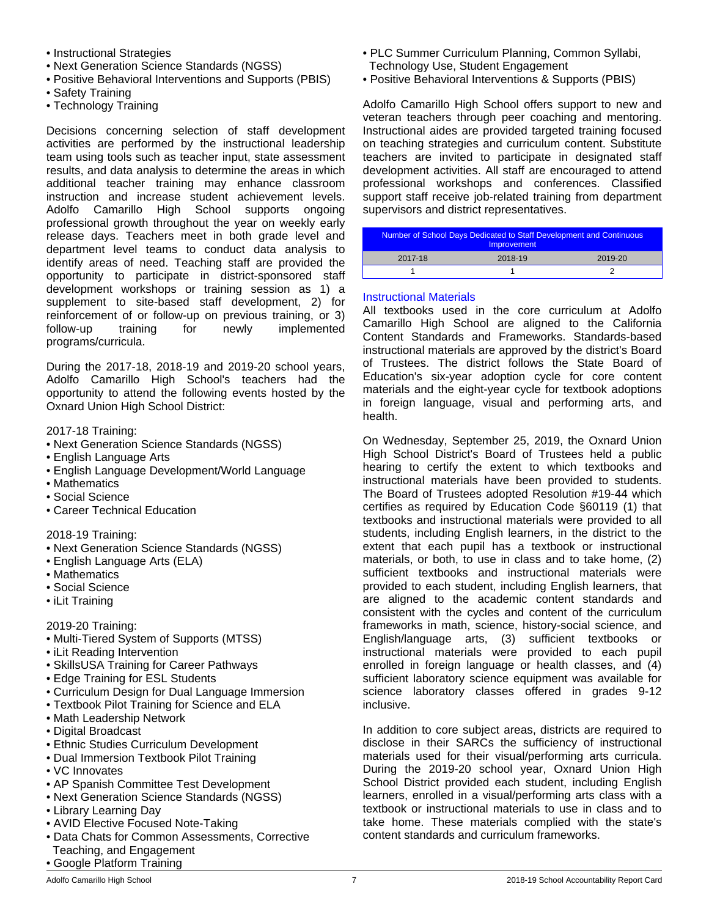- Instructional Strategies
- Next Generation Science Standards (NGSS)
- Positive Behavioral Interventions and Supports (PBIS)
- Safety Training
- Technology Training

Decisions concerning selection of staff development activities are performed by the instructional leadership team using tools such as teacher input, state assessment results, and data analysis to determine the areas in which additional teacher training may enhance classroom instruction and increase student achievement levels. Adolfo Camarillo High School supports ongoing professional growth throughout the year on weekly early release days. Teachers meet in both grade level and department level teams to conduct data analysis to identify areas of need. Teaching staff are provided the opportunity to participate in district-sponsored staff development workshops or training session as 1) a supplement to site-based staff development, 2) for reinforcement of or follow-up on previous training, or 3) follow-up training for newly implemented programs/curricula.

During the 2017-18, 2018-19 and 2019-20 school years, Adolfo Camarillo High School's teachers had the opportunity to attend the following events hosted by the Oxnard Union High School District:

2017-18 Training:
- Next Generation Science Standards (NGSS)
- English Language Arts
- English Language Development/World Language
- Mathematics
- Social Science
- Career Technical Education

2018-19 Training:
- Next Generation Science Standards (NGSS)
- English Language Arts (ELA)
- Mathematics
- Social Science
- iLit Training

2019-20 Training:
- Multi-Tiered System of Supports (MTSS)
- iLit Reading Intervention
- SkillsUSA Training for Career Pathways
- Edge Training for ESL Students
- Curriculum Design for Dual Language Immersion
- Textbook Pilot Training for Science and ELA
- Math Leadership Network
- Digital Broadcast
- Ethnic Studies Curriculum Development
- Dual Immersion Textbook Pilot Training
- VC Innovates
- AP Spanish Committee Test Development
- Next Generation Science Standards (NGSS)
- Library Learning Day
- AVID Elective Focused Note-Taking
- Data Chats for Common Assessments, Corrective Teaching, and Engagement
- Google Platform Training
- PLC Summer Curriculum Planning, Common Syllabi, Technology Use, Student Engagement
- Positive Behavioral Interventions & Supports (PBIS)

Adolfo Camarillo High School offers support to new and veteran teachers through peer coaching and mentoring. Instructional aides are provided targeted training focused on teaching strategies and curriculum content. Substitute teachers are invited to participate in designated staff development activities. All staff are encouraged to attend professional workshops and conferences. Classified support staff receive job-related training from department supervisors and district representatives.

| Number of School Days Dedicated to Staff Development and Continuous Improvement | | |
|---|---|---|
| 2017-18 | 2018-19 | 2019-20 |
| 1 | 1 | 2 |

### Instructional Materials

All textbooks used in the core curriculum at Adolfo Camarillo High School are aligned to the California Content Standards and Frameworks. Standards-based instructional materials are approved by the district's Board of Trustees. The district follows the State Board of Education's six-year adoption cycle for core content materials and the eight-year cycle for textbook adoptions in foreign language, visual and performing arts, and health.

On Wednesday, September 25, 2019, the Oxnard Union High School District's Board of Trustees held a public hearing to certify the extent to which textbooks and instructional materials have been provided to students. The Board of Trustees adopted Resolution #19-44 which certifies as required by Education Code §60119 (1) that textbooks and instructional materials were provided to all students, including English learners, in the district to the extent that each pupil has a textbook or instructional materials, or both, to use in class and to take home, (2) sufficient textbooks and instructional materials were provided to each student, including English learners, that are aligned to the academic content standards and consistent with the cycles and content of the curriculum frameworks in math, science, history-social science, and English/language arts, (3) sufficient textbooks or instructional materials were provided to each pupil enrolled in foreign language or health classes, and (4) sufficient laboratory science equipment was available for science laboratory classes offered in grades 9-12 inclusive.

In addition to core subject areas, districts are required to disclose in their SARCs the sufficiency of instructional materials used for their visual/performing arts curricula. During the 2019-20 school year, Oxnard Union High School District provided each student, including English learners, enrolled in a visual/performing arts class with a textbook or instructional materials to use in class and to take home. These materials complied with the state's content standards and curriculum frameworks.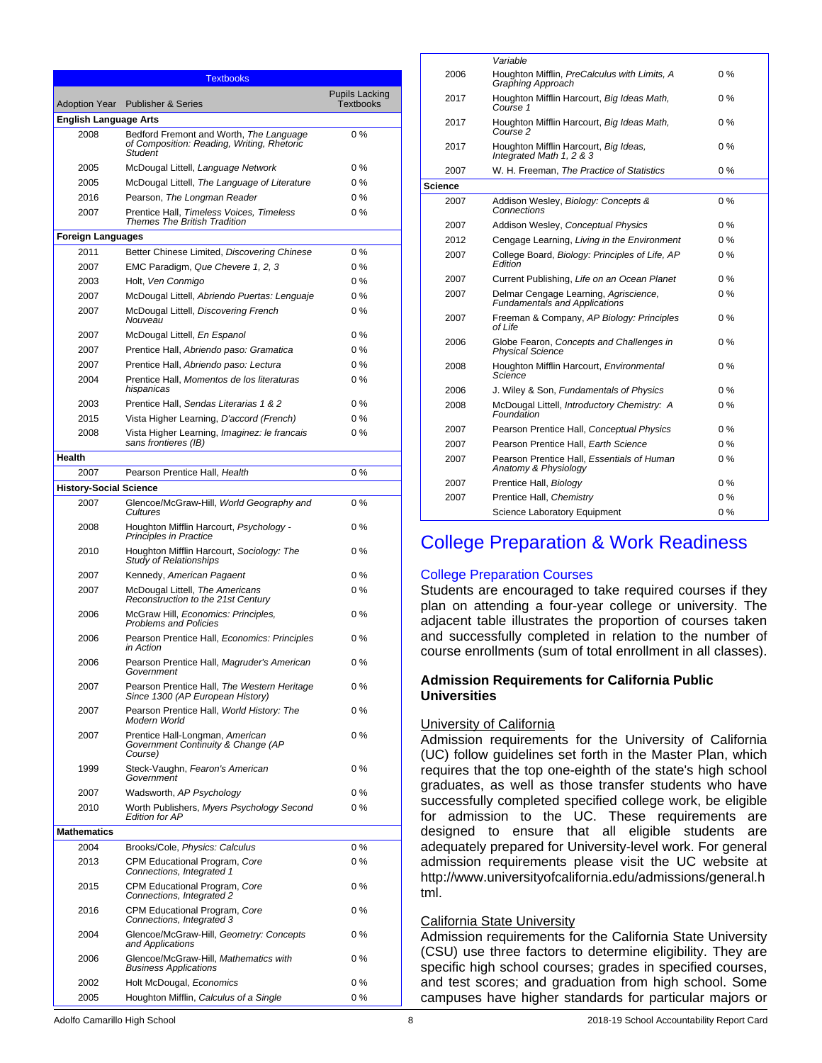| Adoption Year | Publisher & Series | Pupils Lacking Textbooks |
|---|---|---|
| **English Language Arts** | | |
| 2008 | Bedford Fremont and Worth, *The Language of Composition: Reading, Writing, Rhetoric Student* | 0 % |
| 2005 | McDougal Littell, *Language Network* | 0 % |
| 2005 | McDougal Littell, *The Language of Literature* | 0 % |
| 2016 | Pearson, *The Longman Reader* | 0 % |
| 2007 | Prentice Hall, *Timeless Voices, Timeless Themes The British Tradition* | 0 % |
| **Foreign Languages** | | |
| 2011 | Better Chinese Limited, *Discovering Chinese* | 0 % |
| 2007 | EMC Paradigm, *Que Chevere 1, 2, 3* | 0 % |
| 2003 | Holt, *Ven Conmigo* | 0 % |
| 2007 | McDougal Littell, *Abriendo Puertas: Lenguaje* | 0 % |
| 2007 | McDougal Littell, *Discovering French Nouveau* | 0 % |
| 2007 | McDougal Littell, *En Espanol* | 0 % |
| 2007 | Prentice Hall, *Abriendo paso: Gramatica* | 0 % |
| 2007 | Prentice Hall, *Abriendo paso: Lectura* | 0 % |
| 2004 | Prentice Hall, *Momentos de los literaturas hispanicas* | 0 % |
| 2003 | Prentice Hall, *Sendas Literarias 1 & 2* | 0 % |
| 2015 | Vista Higher Learning, *D'accord (French)* | 0 % |
| 2008 | Vista Higher Learning, *Imaginez: le francais sans frontieres (IB)* | 0 % |
| **Health** | | |
| 2007 | Pearson Prentice Hall, *Health* | 0 % |
| **History-Social Science** | | |
| 2007 | Glencoe/McGraw-Hill, *World Geography and Cultures* | 0 % |
| 2008 | Houghton Mifflin Harcourt, *Psychology - Principles in Practice* | 0 % |
| 2010 | Houghton Mifflin Harcourt, *Sociology: The Study of Relationships* | 0 % |
| 2007 | Kennedy, *American Pagaent* | 0 % |
| 2007 | McDougal Littell, *The Americans Reconstruction to the 21st Century* | 0 % |
| 2006 | McGraw Hill, *Economics: Principles, Problems and Policies* | 0 % |
| 2006 | Pearson Prentice Hall, *Economics: Principles in Action* | 0 % |
| 2006 | Pearson Prentice Hall, *Magruder's American Government* | 0 % |
| 2007 | Pearson Prentice Hall, *The Western Heritage Since 1300 (AP European History)* | 0 % |
| 2007 | Pearson Prentice Hall, *World History: The Modern World* | 0 % |
| 2007 | Prentice Hall-Longman, *American Government Continuity & Change (AP Course)* | 0 % |
| 1999 | Steck-Vaughn, *Fearon's American Government* | 0 % |
| 2007 | Wadsworth, *AP Psychology* | 0 % |
| 2010 | Worth Publishers, *Myers Psychology Second Edition for AP* | 0 % |
| **Mathematics** | | |
| 2004 | Brooks/Cole, *Physics: Calculus* | 0 % |
| 2013 | CPM Educational Program, *Core Connections, Integrated 1* | 0 % |
| 2015 | CPM Educational Program, *Core Connections, Integrated 2* | 0 % |
| 2016 | CPM Educational Program, *Core Connections, Integrated 3* | 0 % |
| 2004 | Glencoe/McGraw-Hill, *Geometry: Concepts and Applications* | 0 % |
| 2006 | Glencoe/McGraw-Hill, *Mathematics with Business Applications* | 0 % |
| 2002 | Holt McDougal, *Economics* | 0 % |
| 2005 | Houghton Mifflin, *Calculus of a Single Variable* | 0 % |
| 2006 | Houghton Mifflin, *PreCalculus with Limits, A Graphing Approach* | 0 % |
| 2017 | Houghton Mifflin Harcourt, *Big Ideas Math, Course 1* | 0 % |
| 2017 | Houghton Mifflin Harcourt, *Big Ideas Math, Course 2* | 0 % |
| 2017 | Houghton Mifflin Harcourt, *Big Ideas, Integrated Math 1, 2 & 3* | 0 % |
| 2007 | W. H. Freeman, *The Practice of Statistics* | 0 % |
| **Science** | | |
| 2007 | Addison Wesley, *Biology: Concepts & Connections* | 0 % |
| 2007 | Addison Wesley, *Conceptual Physics* | 0 % |
| 2012 | Cengage Learning, *Living in the Environment* | 0 % |
| 2007 | College Board, *Biology: Principles of Life, AP Edition* | 0 % |
| 2007 | Current Publishing, *Life on an Ocean Planet* | 0 % |
| 2007 | Delmar Cengage Learning, *Agriscience, Fundamentals and Applications* | 0 % |
| 2007 | Freeman & Company, *AP Biology: Principles of Life* | 0 % |
| 2006 | Globe Fearon, *Concepts and Challenges in Physical Science* | 0 % |
| 2008 | Houghton Mifflin Harcourt, *Environmental Science* | 0 % |
| 2006 | J. Wiley & Son, *Fundamentals of Physics* | 0 % |
| 2008 | McDougal Littell, *Introductory Chemistry: A Foundation* | 0 % |
| 2007 | Pearson Prentice Hall, *Conceptual Physics* | 0 % |
| 2007 | Pearson Prentice Hall, *Earth Science* | 0 % |
| 2007 | Pearson Prentice Hall, *Essentials of Human Anatomy & Physiology* | 0 % |
| 2007 | Prentice Hall, *Biology* | 0 % |
| 2007 | Prentice Hall, *Chemistry* | 0 % |
| | Science Laboratory Equipment | 0 % |

# College Preparation & Work Readiness

## College Preparation Courses

Students are encouraged to take required courses if they plan on attending a four-year college or university. The adjacent table illustrates the proportion of courses taken and successfully completed in relation to the number of course enrollments (sum of total enrollment in all classes).

### Admission Requirements for California Public Universities

University of California

Admission requirements for the University of California (UC) follow guidelines set forth in the Master Plan, which requires that the top one-eighth of the state's high school graduates, as well as those transfer students who have successfully completed specified college work, be eligible for admission to the UC. These requirements are designed to ensure that all eligible students are adequately prepared for University-level work. For general admission requirements please visit the UC website at http://www.universityofcalifornia.edu/admissions/general.html.

California State University

Admission requirements for the California State University (CSU) use three factors to determine eligibility. They are specific high school courses; grades in specified courses, and test scores; and graduation from high school. Some campuses have higher standards for particular majors or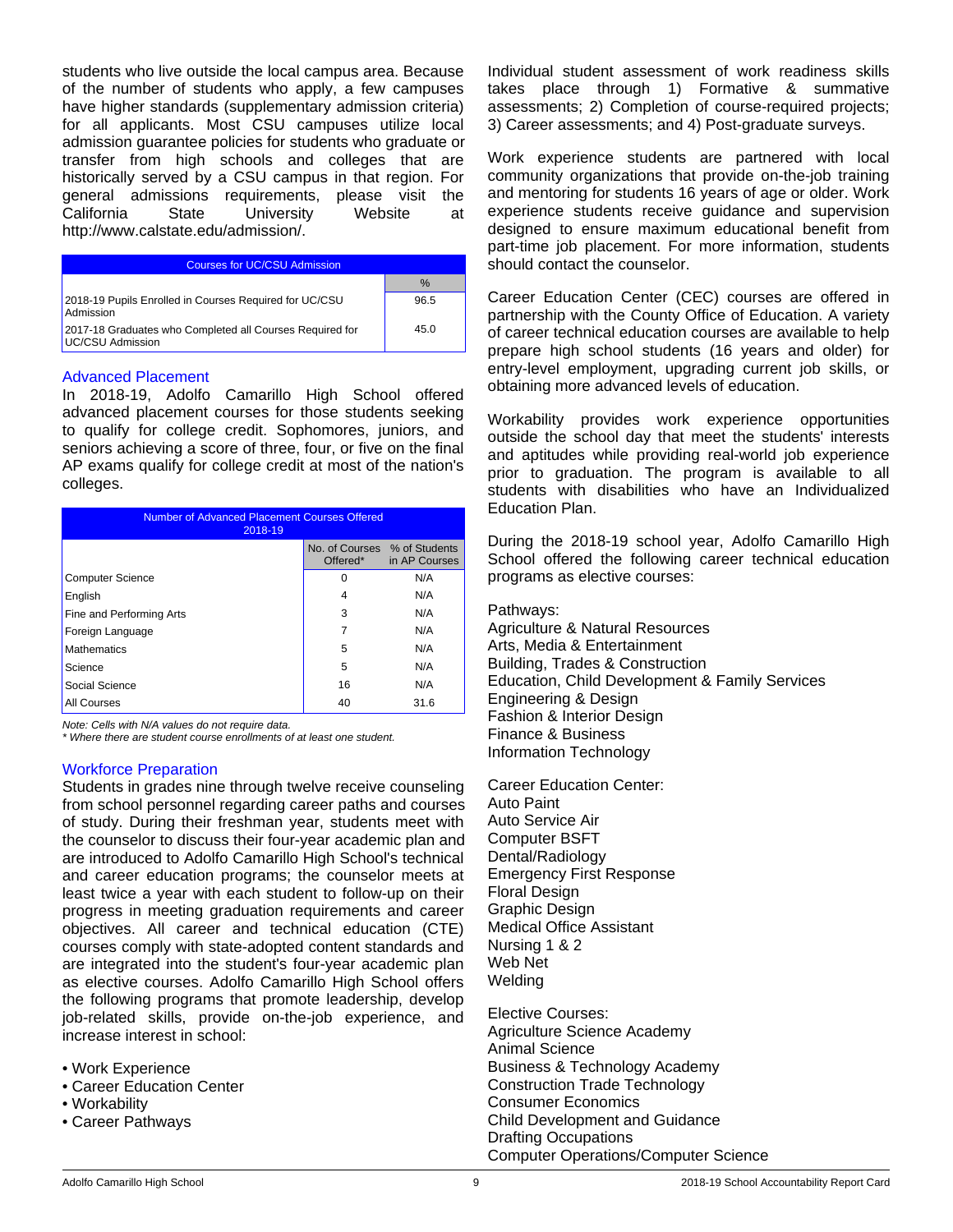students who live outside the local campus area. Because of the number of students who apply, a few campuses have higher standards (supplementary admission criteria) for all applicants. Most CSU campuses utilize local admission guarantee policies for students who graduate or transfer from high schools and colleges that are historically served by a CSU campus in that region. For general admissions requirements, please visit the California State University Website at http://www.calstate.edu/admission/.

| Courses for UC/CSU Admission | |
|---|---|
| | % |
| 2018-19 Pupils Enrolled in Courses Required for UC/CSU Admission | 96.5 |
| 2017-18 Graduates who Completed all Courses Required for UC/CSU Admission | 45.0 |

## Advanced Placement

In 2018-19, Adolfo Camarillo High School offered advanced placement courses for those students seeking to qualify for college credit. Sophomores, juniors, and seniors achieving a score of three, four, or five on the final AP exams qualify for college credit at most of the nation's colleges.

| Number of Advanced Placement Courses Offered 2018-19 | | |
|---|---|---|
| | No. of Courses Offered* | % of Students in AP Courses |
| Computer Science | 0 | N/A |
| English | 4 | N/A |
| Fine and Performing Arts | 3 | N/A |
| Foreign Language | 7 | N/A |
| Mathematics | 5 | N/A |
| Science | 5 | N/A |
| Social Science | 16 | N/A |
| All Courses | 40 | 31.6 |

*Note: Cells with N/A values do not require data.*
*\* Where there are student course enrollments of at least one student.*

## Workforce Preparation

Students in grades nine through twelve receive counseling from school personnel regarding career paths and courses of study. During their freshman year, students meet with the counselor to discuss their four-year academic plan and are introduced to Adolfo Camarillo High School's technical and career education programs; the counselor meets at least twice a year with each student to follow-up on their progress in meeting graduation requirements and career objectives. All career and technical education (CTE) courses comply with state-adopted content standards and are integrated into the student's four-year academic plan as elective courses. Adolfo Camarillo High School offers the following programs that promote leadership, develop job-related skills, provide on-the-job experience, and increase interest in school:

- Work Experience
- Career Education Center
- Workability
- Career Pathways

Individual student assessment of work readiness skills takes place through 1) Formative & summative assessments; 2) Completion of course-required projects; 3) Career assessments; and 4) Post-graduate surveys.

Work experience students are partnered with local community organizations that provide on-the-job training and mentoring for students 16 years of age or older. Work experience students receive guidance and supervision designed to ensure maximum educational benefit from part-time job placement. For more information, students should contact the counselor.

Career Education Center (CEC) courses are offered in partnership with the County Office of Education. A variety of career technical education courses are available to help prepare high school students (16 years and older) for entry-level employment, upgrading current job skills, or obtaining more advanced levels of education.

Workability provides work experience opportunities outside the school day that meet the students' interests and aptitudes while providing real-world job experience prior to graduation. The program is available to all students with disabilities who have an Individualized Education Plan.

During the 2018-19 school year, Adolfo Camarillo High School offered the following career technical education programs as elective courses:

Pathways:
Agriculture & Natural Resources
Arts, Media & Entertainment
Building, Trades & Construction
Education, Child Development & Family Services
Engineering & Design
Fashion & Interior Design
Finance & Business
Information Technology

Career Education Center:
Auto Paint
Auto Service Air
Computer BSFT
Dental/Radiology
Emergency First Response
Floral Design
Graphic Design
Medical Office Assistant
Nursing 1 & 2
Web Net
Welding

Elective Courses:
Agriculture Science Academy
Animal Science
Business & Technology Academy
Construction Trade Technology
Consumer Economics
Child Development and Guidance
Drafting Occupations
Computer Operations/Computer Science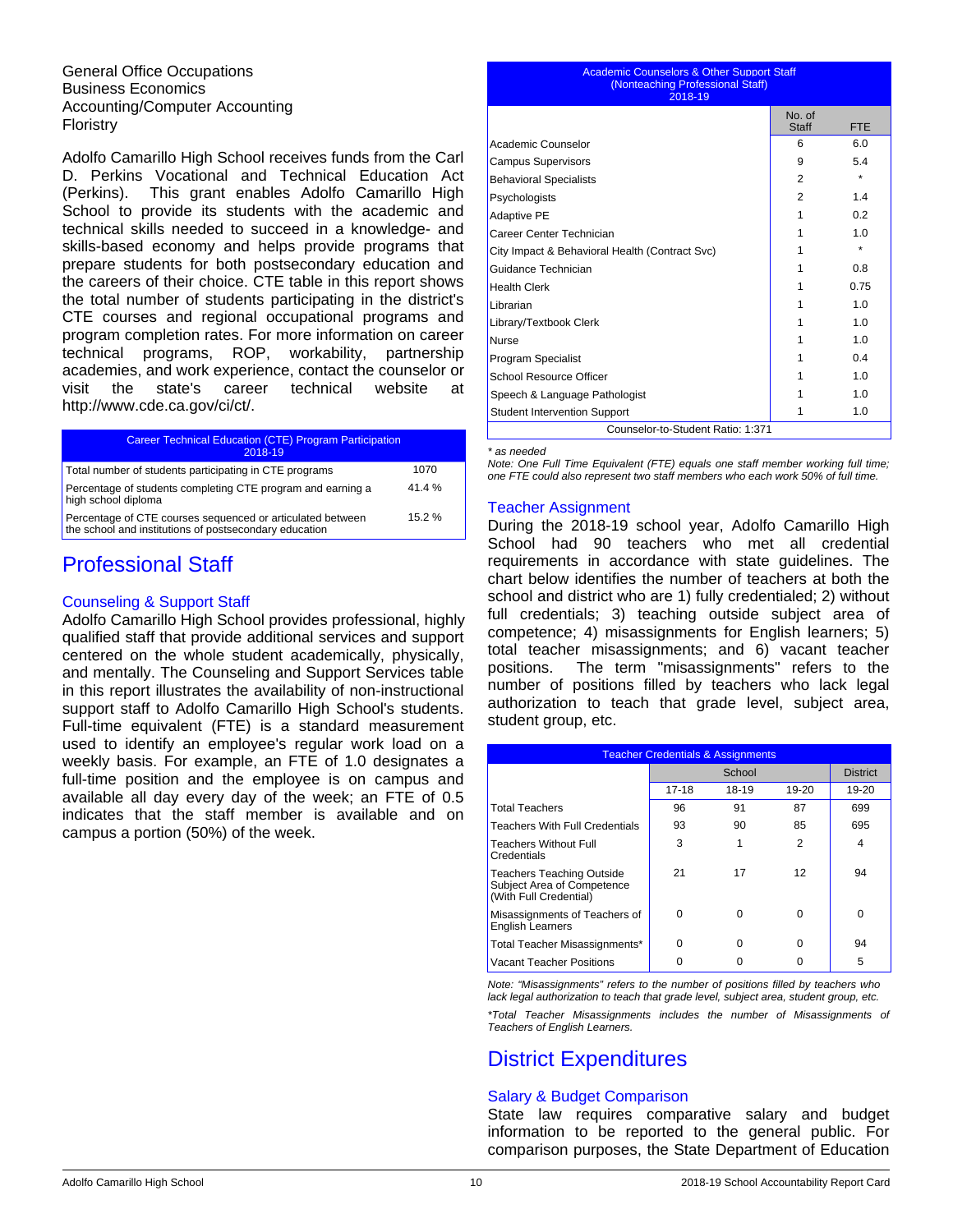General Office Occupations
Business Economics
Accounting/Computer Accounting
Floristry

Adolfo Camarillo High School receives funds from the Carl D. Perkins Vocational and Technical Education Act (Perkins). This grant enables Adolfo Camarillo High School to provide its students with the academic and technical skills needed to succeed in a knowledge- and skills-based economy and helps provide programs that prepare students for both postsecondary education and the careers of their choice. CTE table in this report shows the total number of students participating in the district's CTE courses and regional occupational programs and program completion rates. For more information on career technical programs, ROP, workability, partnership academies, and work experience, contact the counselor or visit the state's career technical website at http://www.cde.ca.gov/ci/ct/.

| Career Technical Education (CTE) Program Participation 2018-19 | |
|---|---|
| Total number of students participating in CTE programs | 1070 |
| Percentage of students completing CTE program and earning a high school diploma | 41.4 % |
| Percentage of CTE courses sequenced or articulated between the school and institutions of postsecondary education | 15.2 % |

# Professional Staff

## Counseling & Support Staff

Adolfo Camarillo High School provides professional, highly qualified staff that provide additional services and support centered on the whole student academically, physically, and mentally. The Counseling and Support Services table in this report illustrates the availability of non-instructional support staff to Adolfo Camarillo High School's students. Full-time equivalent (FTE) is a standard measurement used to identify an employee's regular work load on a weekly basis. For example, an FTE of 1.0 designates a full-time position and the employee is on campus and available all day every day of the week; an FTE of 0.5 indicates that the staff member is available and on campus a portion (50%) of the week.

| Academic Counselors & Other Support Staff (Nonteaching Professional Staff) 2018-19 | No. of Staff | FTE |
|---|---|---|
| Academic Counselor | 6 | 6.0 |
| Campus Supervisors | 9 | 5.4 |
| Behavioral Specialists | 2 | * |
| Psychologists | 2 | 1.4 |
| Adaptive PE | 1 | 0.2 |
| Career Center Technician | 1 | 1.0 |
| City Impact & Behavioral Health (Contract Svc) | 1 | * |
| Guidance Technician | 1 | 0.8 |
| Health Clerk | 1 | 0.75 |
| Librarian | 1 | 1.0 |
| Library/Textbook Clerk | 1 | 1.0 |
| Nurse | 1 | 1.0 |
| Program Specialist | 1 | 0.4 |
| School Resource Officer | 1 | 1.0 |
| Speech & Language Pathologist | 1 | 1.0 |
| Student Intervention Support | 1 | 1.0 |
| Counselor-to-Student Ratio: 1:371 | | |

*\* as needed*

*Note: One Full Time Equivalent (FTE) equals one staff member working full time; one FTE could also represent two staff members who each work 50% of full time.*

## Teacher Assignment

During the 2018-19 school year, Adolfo Camarillo High School had 90 teachers who met all credential requirements in accordance with state guidelines. The chart below identifies the number of teachers at both the school and district who are 1) fully credentialed; 2) without full credentials; 3) teaching outside subject area of competence; 4) misassignments for English learners; 5) total teacher misassignments; and 6) vacant teacher positions. The term "misassignments" refers to the number of positions filled by teachers who lack legal authorization to teach that grade level, subject area, student group, etc.

| Teacher Credentials & Assignments | School | | | District |
|---|---|---|---|---|
| | 17-18 | 18-19 | 19-20 | 19-20 |
| Total Teachers | 96 | 91 | 87 | 699 |
| Teachers With Full Credentials | 93 | 90 | 85 | 695 |
| Teachers Without Full Credentials | 3 | 1 | 2 | 4 |
| Teachers Teaching Outside Subject Area of Competence (With Full Credential) | 21 | 17 | 12 | 94 |
| Misassignments of Teachers of English Learners | 0 | 0 | 0 | 0 |
| Total Teacher Misassignments* | 0 | 0 | 0 | 94 |
| Vacant Teacher Positions | 0 | 0 | 0 | 5 |

*Note: "Misassignments" refers to the number of positions filled by teachers who lack legal authorization to teach that grade level, subject area, student group, etc.*

*\*Total Teacher Misassignments includes the number of Misassignments of Teachers of English Learners.*

# District Expenditures

## Salary & Budget Comparison

State law requires comparative salary and budget information to be reported to the general public. For comparison purposes, the State Department of Education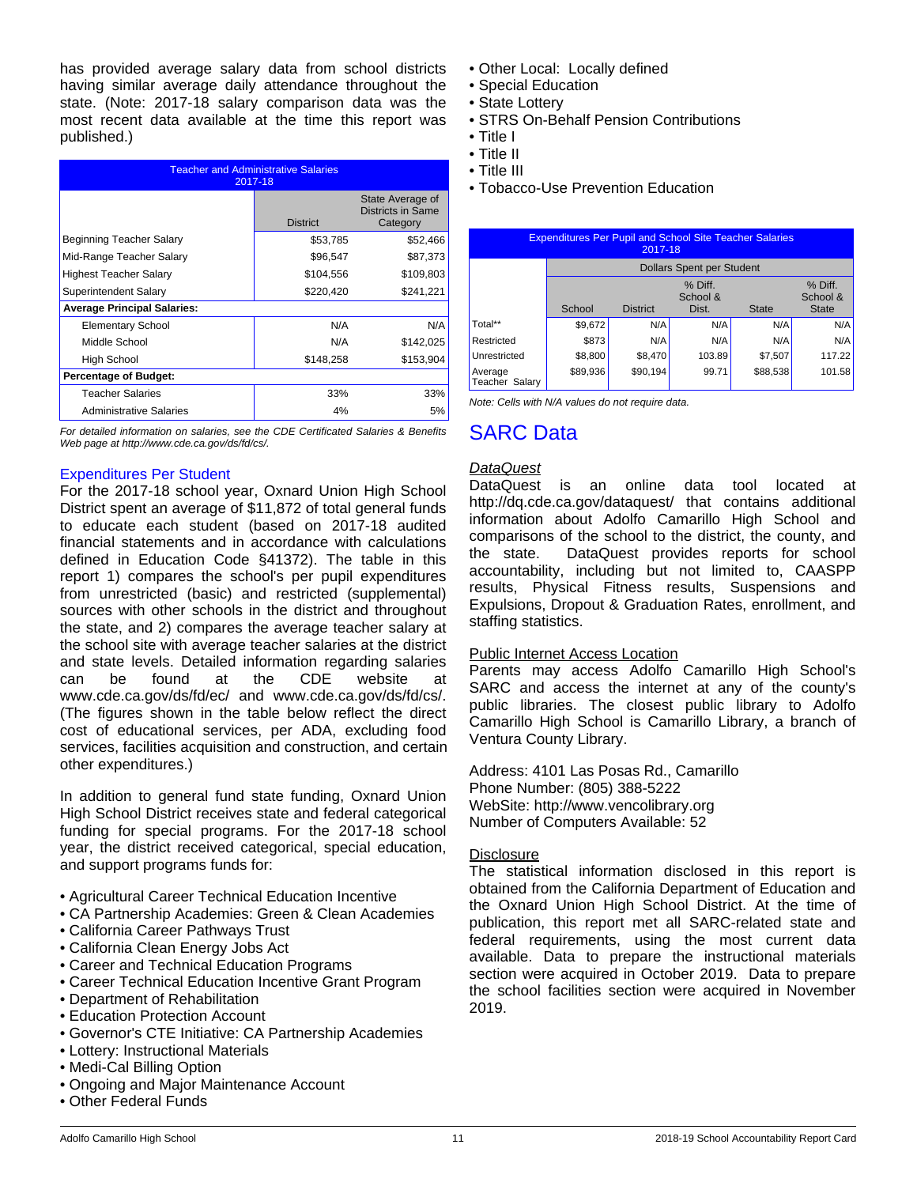has provided average salary data from school districts having similar average daily attendance throughout the state. (Note: 2017-18 salary comparison data was the most recent data available at the time this report was published.)

| Teacher and Administrative Salaries 2017-18 | | |
|---|---|---|
| | District | State Average of Districts in Same Category |
| Beginning Teacher Salary | $53,785 | $52,466 |
| Mid-Range Teacher Salary | $96,547 | $87,373 |
| Highest Teacher Salary | $104,556 | $109,803 |
| Superintendent Salary | $220,420 | $241,221 |
| **Average Principal Salaries:** | | |
| Elementary School | N/A | N/A |
| Middle School | N/A | $142,025 |
| High School | $148,258 | $153,904 |
| **Percentage of Budget:** | | |
| Teacher Salaries | 33% | 33% |
| Administrative Salaries | 4% | 5% |

*For detailed information on salaries, see the CDE Certificated Salaries & Benefits Web page at http://www.cde.ca.gov/ds/fd/cs/.*

## Expenditures Per Student

For the 2017-18 school year, Oxnard Union High School District spent an average of $11,872 of total general funds to educate each student (based on 2017-18 audited financial statements and in accordance with calculations defined in Education Code §41372). The table in this report 1) compares the school's per pupil expenditures from unrestricted (basic) and restricted (supplemental) sources with other schools in the district and throughout the state, and 2) compares the average teacher salary at the school site with average teacher salaries at the district and state levels. Detailed information regarding salaries can be found at the CDE website at www.cde.ca.gov/ds/fd/ec/ and www.cde.ca.gov/ds/fd/cs/. (The figures shown in the table below reflect the direct cost of educational services, per ADA, excluding food services, facilities acquisition and construction, and certain other expenditures.)

In addition to general fund state funding, Oxnard Union High School District receives state and federal categorical funding for special programs. For the 2017-18 school year, the district received categorical, special education, and support programs funds for:

- Agricultural Career Technical Education Incentive
- CA Partnership Academies: Green & Clean Academies
- California Career Pathways Trust
- California Clean Energy Jobs Act
- Career and Technical Education Programs
- Career Technical Education Incentive Grant Program
- Department of Rehabilitation
- Education Protection Account
- Governor's CTE Initiative: CA Partnership Academies
- Lottery: Instructional Materials
- Medi-Cal Billing Option
- Ongoing and Major Maintenance Account
- Other Federal Funds
- Other Local: Locally defined
- Special Education
- State Lottery
- STRS On-Behalf Pension Contributions
- Title I
- Title II
- Title III
- Tobacco-Use Prevention Education

| Expenditures Per Pupil and School Site Teacher Salaries 2017-18 | | | | | |
|---|---|---|---|---|---|
| | Dollars Spent per Student | | | | |
| | School | District | % Diff. School & Dist. | State | % Diff. School & State |
| Total** | $9,672 | N/A | N/A | N/A | N/A |
| Restricted | $873 | N/A | N/A | N/A | N/A |
| Unrestricted | $8,800 | $8,470 | 103.89 | $7,507 | 117.22 |
| Average Teacher Salary | $89,936 | $90,194 | 99.71 | $88,538 | 101.58 |

*Note: Cells with N/A values do not require data.*

# SARC Data

### *DataQuest*

DataQuest is an online data tool located at http://dq.cde.ca.gov/dataquest/ that contains additional information about Adolfo Camarillo High School and comparisons of the school to the district, the county, and the state. DataQuest provides reports for school accountability, including but not limited to, CAASPP results, Physical Fitness results, Suspensions and Expulsions, Dropout & Graduation Rates, enrollment, and staffing statistics.

### Public Internet Access Location

Parents may access Adolfo Camarillo High School's SARC and access the internet at any of the county's public libraries. The closest public library to Adolfo Camarillo High School is Camarillo Library, a branch of Ventura County Library.

Address: 4101 Las Posas Rd., Camarillo
Phone Number: (805) 388-5222
WebSite: http://www.vencolibrary.org
Number of Computers Available: 52

### Disclosure

The statistical information disclosed in this report is obtained from the California Department of Education and the Oxnard Union High School District. At the time of publication, this report met all SARC-related state and federal requirements, using the most current data available. Data to prepare the instructional materials section were acquired in October 2019. Data to prepare the school facilities section were acquired in November 2019.